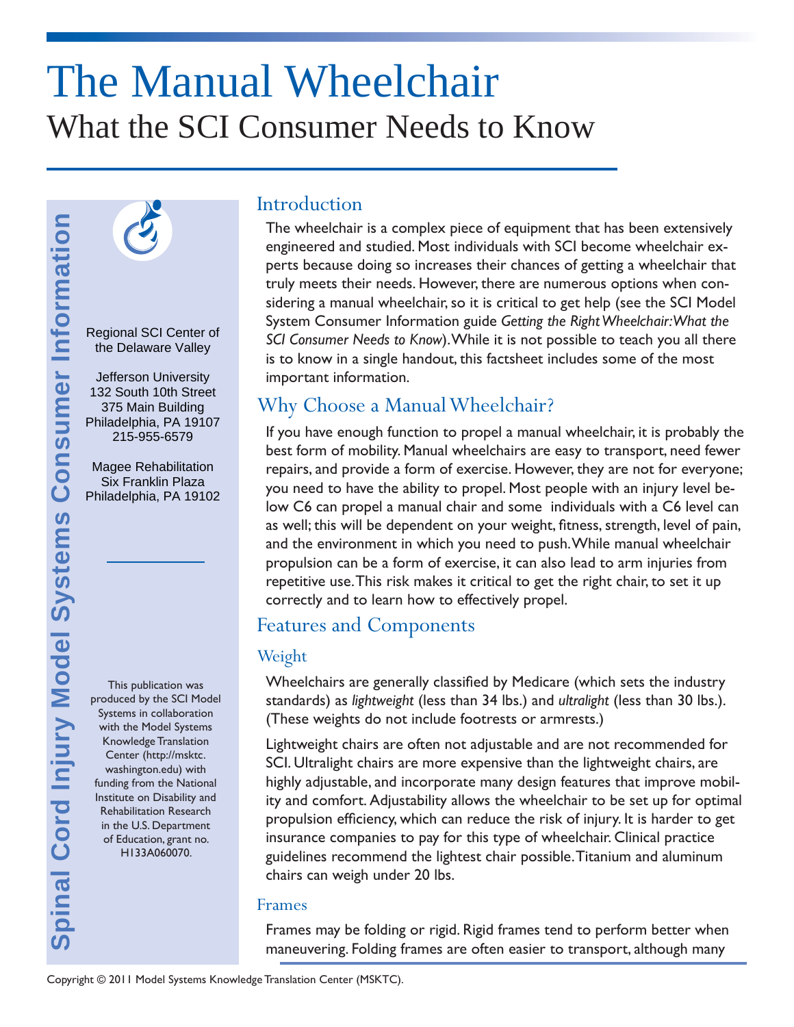# The Manual Wheelchair

## What the SCI Consumer Needs to Know

Spinal Cord Injury Model Systems Consumer Information

Regional SCI Center of the Delaware Valley

Jefferson University
132 South 10th Street
375 Main Building
Philadelphia, PA 19107
215-955-6579

Magee Rehabilitation
Six Franklin Plaza
Philadelphia, PA 19102

This publication was produced by the SCI Model Systems in collaboration with the Model Systems Knowledge Translation Center (http://msktc.washington.edu) with funding from the National Institute on Disability and Rehabilitation Research in the U.S. Department of Education, grant no. H133A060070.

## Introduction

The wheelchair is a complex piece of equipment that has been extensively engineered and studied. Most individuals with SCI become wheelchair experts because doing so increases their chances of getting a wheelchair that truly meets their needs. However, there are numerous options when considering a manual wheelchair, so it is critical to get help (see the SCI Model System Consumer Information guide *Getting the Right Wheelchair: What the SCI Consumer Needs to Know*). While it is not possible to teach you all there is to know in a single handout, this factsheet includes some of the most important information.

## Why Choose a Manual Wheelchair?

If you have enough function to propel a manual wheelchair, it is probably the best form of mobility. Manual wheelchairs are easy to transport, need fewer repairs, and provide a form of exercise. However, they are not for everyone; you need to have the ability to propel. Most people with an injury level below C6 can propel a manual chair and some individuals with a C6 level can as well; this will be dependent on your weight, fitness, strength, level of pain, and the environment in which you need to push. While manual wheelchair propulsion can be a form of exercise, it can also lead to arm injuries from repetitive use. This risk makes it critical to get the right chair, to set it up correctly and to learn how to effectively propel.

## Features and Components

### Weight

Wheelchairs are generally classified by Medicare (which sets the industry standards) as *lightweight* (less than 34 lbs.) and *ultralight* (less than 30 lbs.). (These weights do not include footrests or armrests.)

Lightweight chairs are often not adjustable and are not recommended for SCI. Ultralight chairs are more expensive than the lightweight chairs, are highly adjustable, and incorporate many design features that improve mobility and comfort. Adjustability allows the wheelchair to be set up for optimal propulsion efficiency, which can reduce the risk of injury. It is harder to get insurance companies to pay for this type of wheelchair. Clinical practice guidelines recommend the lightest chair possible. Titanium and aluminum chairs can weigh under 20 lbs.

### Frames

Frames may be folding or rigid. Rigid frames tend to perform better when maneuvering. Folding frames are often easier to transport, although many

Copyright © 2011 Model Systems Knowledge Translation Center (MSKTC).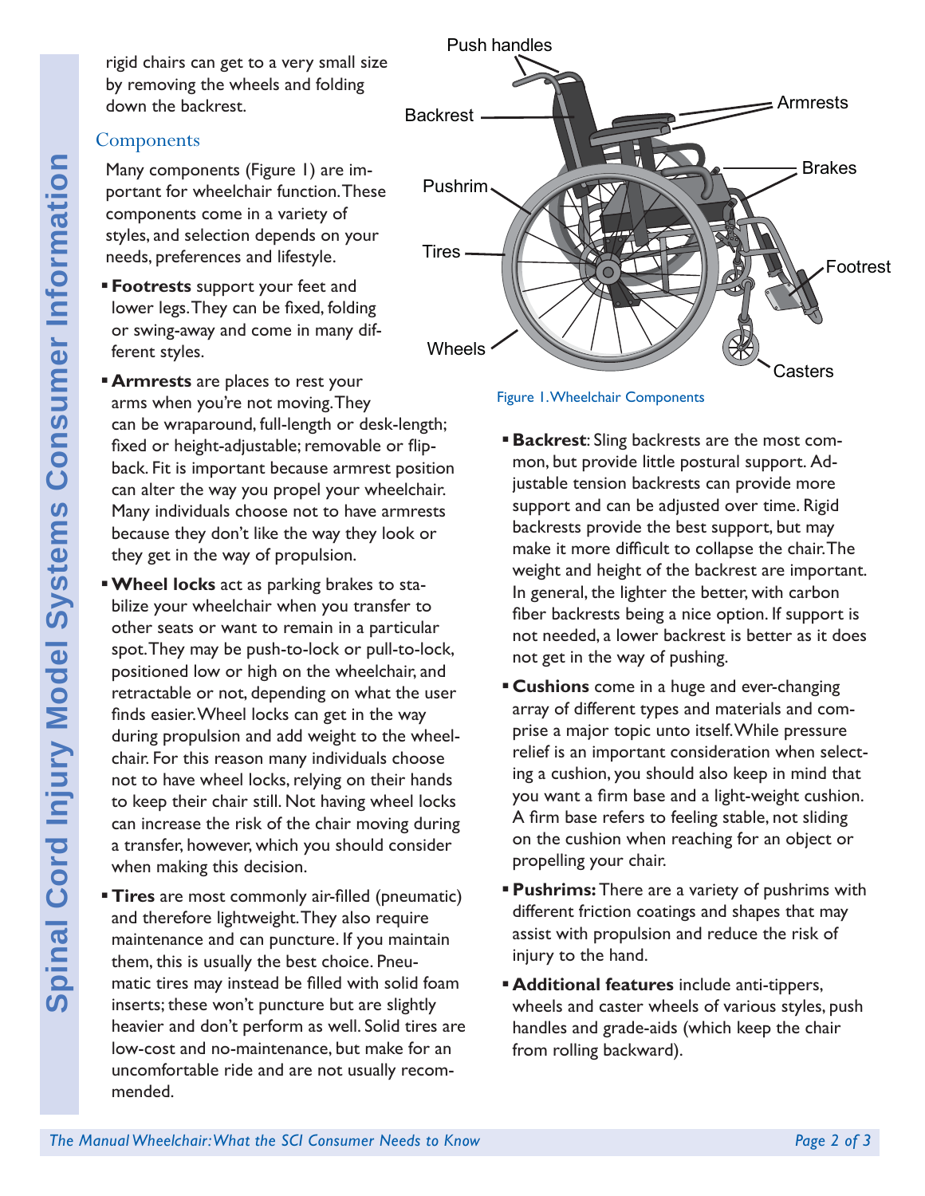rigid chairs can get to a very small size by removing the wheels and folding down the backrest.

## Components

Many components (Figure 1) are important for wheelchair function. These components come in a variety of styles, and selection depends on your needs, preferences and lifestyle.

- **Footrests** support your feet and lower legs. They can be fixed, folding or swing-away and come in many different styles.
- **Armrests** are places to rest your arms when you're not moving. They can be wraparound, full-length or desk-length; fixed or height-adjustable; removable or flip-back. Fit is important because armrest position can alter the way you propel your wheelchair. Many individuals choose not to have armrests because they don't like the way they look or they get in the way of propulsion.
- **Wheel locks** act as parking brakes to stabilize your wheelchair when you transfer to other seats or want to remain in a particular spot. They may be push-to-lock or pull-to-lock, positioned low or high on the wheelchair, and retractable or not, depending on what the user finds easier. Wheel locks can get in the way during propulsion and add weight to the wheelchair. For this reason many individuals choose not to have wheel locks, relying on their hands to keep their chair still. Not having wheel locks can increase the risk of the chair moving during a transfer, however, which you should consider when making this decision.
- **Tires** are most commonly air-filled (pneumatic) and therefore lightweight. They also require maintenance and can puncture. If you maintain them, this is usually the best choice. Pneumatic tires may instead be filled with solid foam inserts; these won't puncture but are slightly heavier and don't perform as well. Solid tires are low-cost and no-maintenance, but make for an uncomfortable ride and are not usually recommended.

Push handles, Backrest, Armrests, Brakes, Pushrim, Tires, Footrest, Wheels, Casters

Figure 1. Wheelchair Components

- **Backrest**: Sling backrests are the most common, but provide little postural support. Adjustable tension backrests can provide more support and can be adjusted over time. Rigid backrests provide the best support, but may make it more difficult to collapse the chair. The weight and height of the backrest are important. In general, the lighter the better, with carbon fiber backrests being a nice option. If support is not needed, a lower backrest is better as it does not get in the way of pushing.
- **Cushions** come in a huge and ever-changing array of different types and materials and comprise a major topic unto itself. While pressure relief is an important consideration when selecting a cushion, you should also keep in mind that you want a firm base and a light-weight cushion. A firm base refers to feeling stable, not sliding on the cushion when reaching for an object or propelling your chair.
- **Pushrims:** There are a variety of pushrims with different friction coatings and shapes that may assist with propulsion and reduce the risk of injury to the hand.
- **Additional features** include anti-tippers, wheels and caster wheels of various styles, push handles and grade-aids (which keep the chair from rolling backward).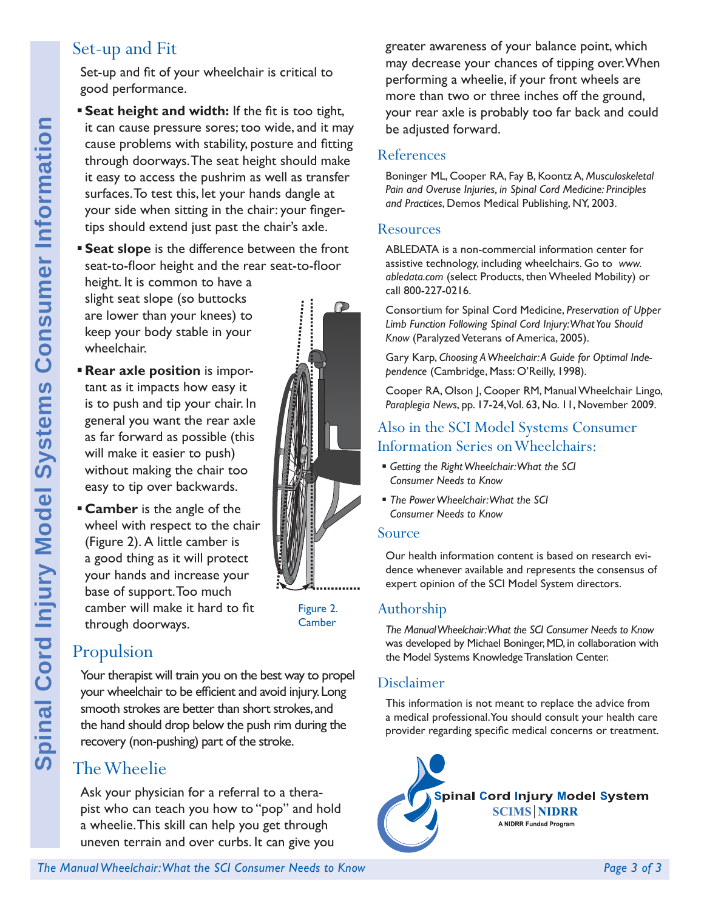## Set-up and Fit

Set-up and fit of your wheelchair is critical to good performance.

- **Seat height and width:** If the fit is too tight, it can cause pressure sores; too wide, and it may cause problems with stability, posture and fitting through doorways. The seat height should make it easy to access the pushrim as well as transfer surfaces. To test this, let your hands dangle at your side when sitting in the chair: your finger-tips should extend just past the chair's axle.
- **Seat slope** is the difference between the front seat-to-floor height and the rear seat-to-floor height. It is common to have a slight seat slope (so buttocks are lower than your knees) to keep your body stable in your wheelchair.
- **Rear axle position** is important as it impacts how easy it is to push and tip your chair. In general you want the rear axle as far forward as possible (this will make it easier to push) without making the chair too easy to tip over backwards.
- **Camber** is the angle of the wheel with respect to the chair (Figure 2). A little camber is a good thing as it will protect your hands and increase your base of support. Too much camber will make it hard to fit through doorways.

Figure 2. Camber

## Propulsion

Your therapist will train you on the best way to propel your wheelchair to be efficient and avoid injury. Long smooth strokes are better than short strokes, and the hand should drop below the push rim during the recovery (non-pushing) part of the stroke.

## The Wheelie

Ask your physician for a referral to a therapist who can teach you how to "pop" and hold a wheelie. This skill can help you get through uneven terrain and over curbs. It can give you greater awareness of your balance point, which may decrease your chances of tipping over. When performing a wheelie, if your front wheels are more than two or three inches off the ground, your rear axle is probably too far back and could be adjusted forward.

## References

Boninger ML, Cooper RA, Fay B, Koontz A, *Musculoskeletal Pain and Overuse Injuries, in Spinal Cord Medicine: Principles and Practices*, Demos Medical Publishing, NY, 2003.

## Resources

ABLEDATA is a non-commercial information center for assistive technology, including wheelchairs. Go to *www.abledata.com* (select Products, then Wheeled Mobility) or call 800-227-0216.

Consortium for Spinal Cord Medicine, *Preservation of Upper Limb Function Following Spinal Cord Injury: What You Should Know* (Paralyzed Veterans of America, 2005).

Gary Karp, *Choosing A Wheelchair: A Guide for Optimal Independence* (Cambridge, Mass: O'Reilly, 1998).

Cooper RA, Olson J, Cooper RM, Manual Wheelchair Lingo, *Paraplegia News*, pp. 17-24, Vol. 63, No. 11, November 2009.

## Also in the SCI Model Systems Consumer Information Series on Wheelchairs:

- *Getting the Right Wheelchair: What the SCI Consumer Needs to Know*
- *The Power Wheelchair: What the SCI Consumer Needs to Know*

## Source

Our health information content is based on research evidence whenever available and represents the consensus of expert opinion of the SCI Model System directors.

## Authorship

*The Manual Wheelchair: What the SCI Consumer Needs to Know* was developed by Michael Boninger, MD, in collaboration with the Model Systems Knowledge Translation Center.

## Disclaimer

This information is not meant to replace the advice from a medical professional. You should consult your health care provider regarding specific medical concerns or treatment.

Spinal Cord Injury Model System

SCIMS | NIDRR

A NIDRR Funded Program